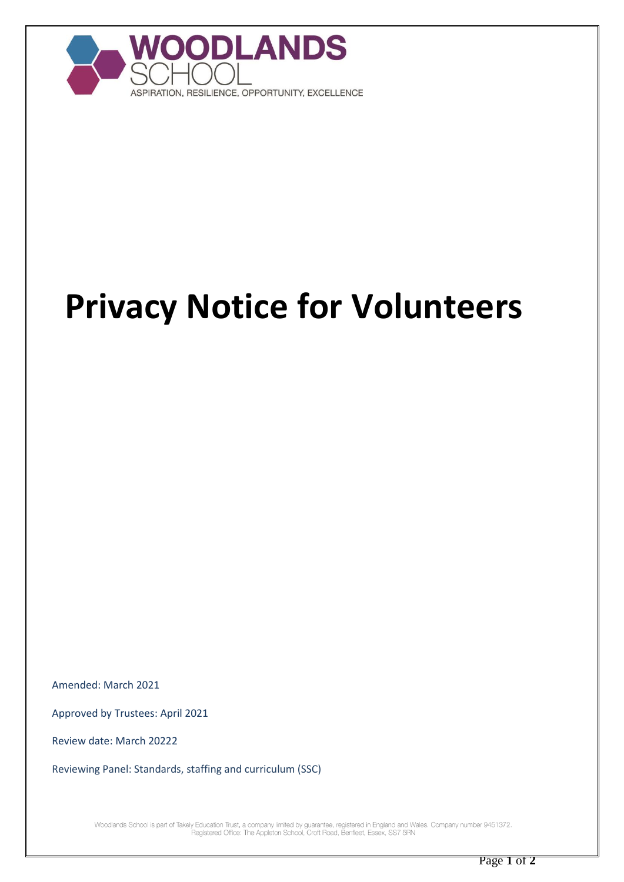WOODLANDS SCHOOL

ASPIRATION, RESILIENCE, OPPORTUNITY, EXCELLENCE

# Privacy Notice for Volunteers

Amended: March 2021

Approved by Trustees: April 2021

Review date: March 20222

Reviewing Panel: Standards, staffing and curriculum (SSC)

Woodlands School is part of Takely Education Trust, a company limited by guarantee, registered in England and Wales. Company number 9451372.
Registered Office: The Appleton School, Croft Road, Benfleet, Essex, SS7 5RN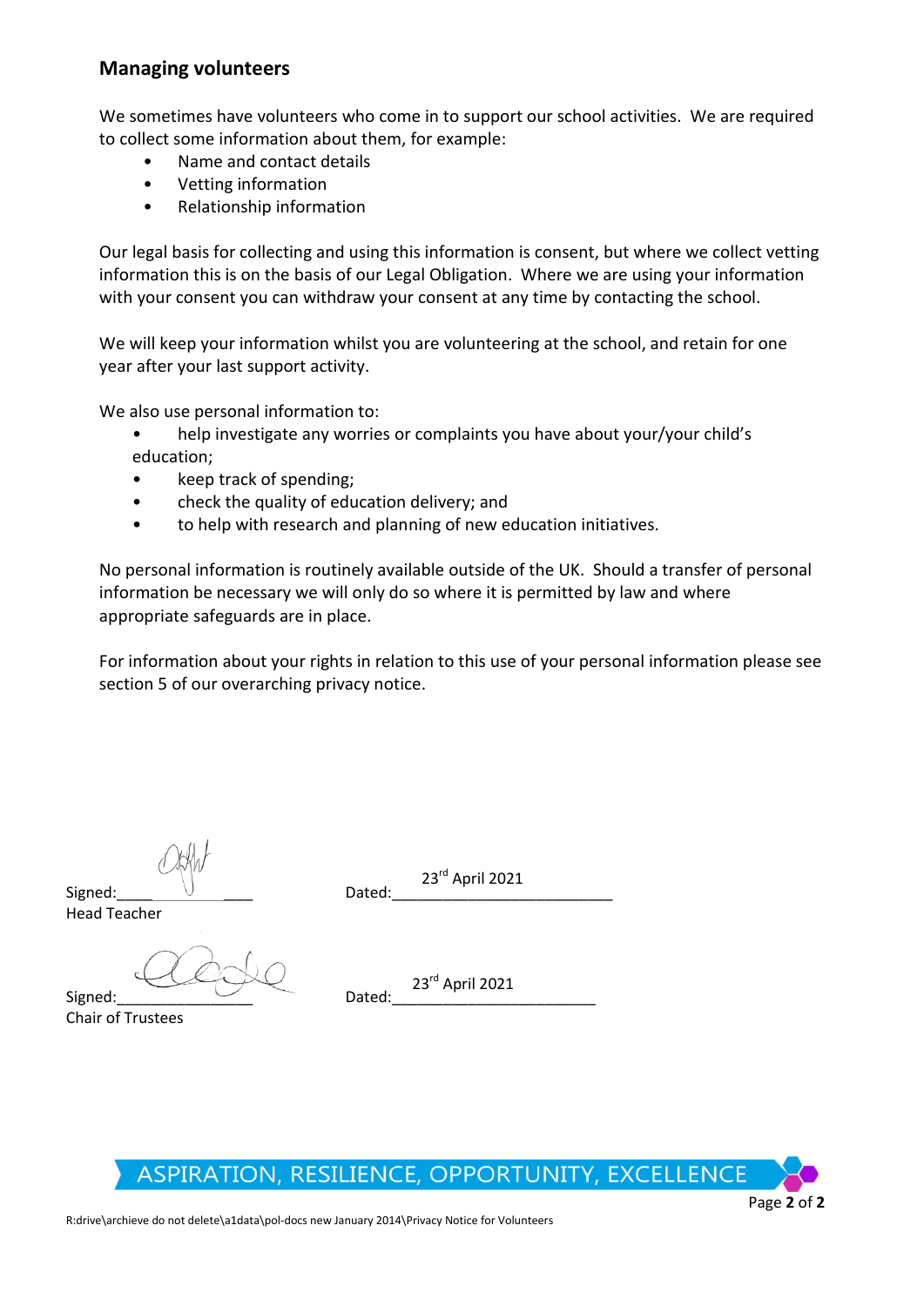## Managing volunteers

We sometimes have volunteers who come in to support our school activities. We are required to collect some information about them, for example:

- Name and contact details
- Vetting information
- Relationship information

Our legal basis for collecting and using this information is consent, but where we collect vetting information this is on the basis of our Legal Obligation. Where we are using your information with your consent you can withdraw your consent at any time by contacting the school.

We will keep your information whilst you are volunteering at the school, and retain for one year after your last support activity.

We also use personal information to:

- help investigate any worries or complaints you have about your/your child's education;
- keep track of spending;
- check the quality of education delivery; and
- to help with research and planning of new education initiatives.

No personal information is routinely available outside of the UK. Should a transfer of personal information be necessary we will only do so where it is permitted by law and where appropriate safeguards are in place.

For information about your rights in relation to this use of your personal information please see section 5 of our overarching privacy notice.

Signed:\_\_\_\_\_\_\_\_\_\_\_\_\_\_\_\_ Dated: 23rd April 2021
Head Teacher

Signed:\_\_\_\_\_\_\_\_\_\_\_\_\_\_\_\_ Dated: 23rd April 2021
Chair of Trustees

ASPIRATION, RESILIENCE, OPPORTUNITY, EXCELLENCE

R:drive\archieve do not delete\a1data\pol-docs new January 2014\Privacy Notice for Volunteers